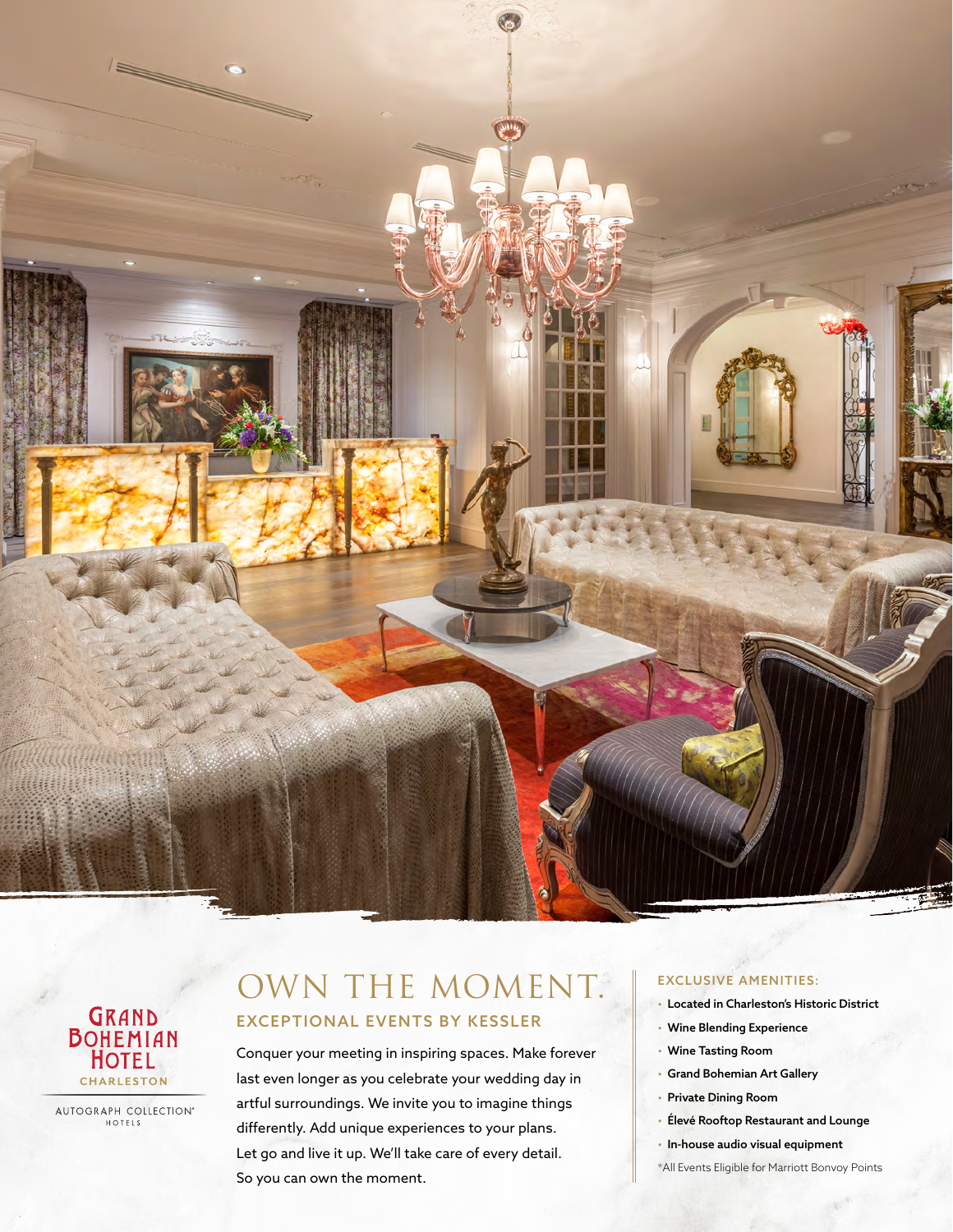GRAND BOHEMIAN HOTEL
CHARLESTON

AUTOGRAPH COLLECTION® HOTELS

# OWN THE MOMENT.

## EXCEPTIONAL EVENTS BY KESSLER

Conquer your meeting in inspiring spaces. Make forever last even longer as you celebrate your wedding day in artful surroundings. We invite you to imagine things differently. Add unique experiences to your plans. Let go and live it up. We'll take care of every detail. So you can own the moment.

### EXCLUSIVE AMENITIES:

- **Located in Charleston's Historic District**
- **Wine Blending Experience**
- **Wine Tasting Room**
- **Grand Bohemian Art Gallery**
- **Private Dining Room**
- **Élevé Rooftop Restaurant and Lounge**
- **In-house audio visual equipment**

*All Events Eligible for Marriott Bonvoy Points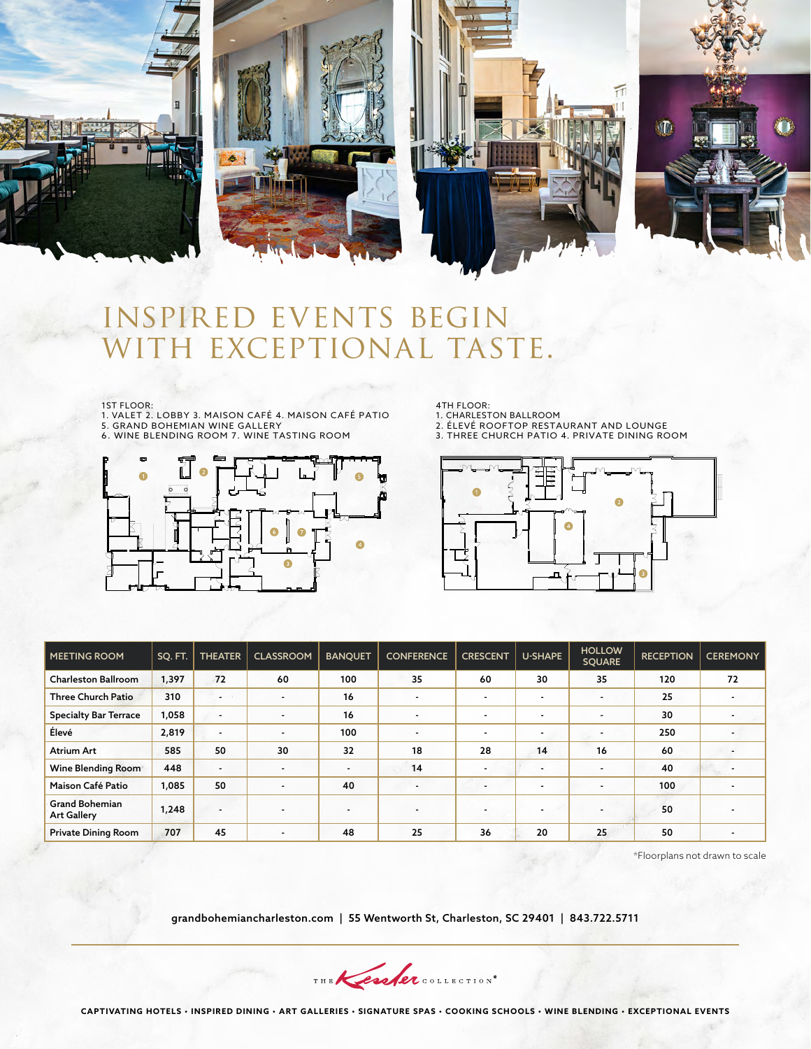# INSPIRED EVENTS BEGIN WITH EXCEPTIONAL TASTE.

1ST FLOOR:
1. VALET 2. LOBBY 3. MAISON CAFÉ 4. MAISON CAFÉ PATIO
5. GRAND BOHEMIAN WINE GALLERY
6. WINE BLENDING ROOM 7. WINE TASTING ROOM

4TH FLOOR:
1. CHARLESTON BALLROOM
2. ÉLEVÉ ROOFTOP RESTAURANT AND LOUNGE
3. THREE CHURCH PATIO 4. PRIVATE DINING ROOM

| MEETING ROOM | SQ. FT. | THEATER | CLASSROOM | BANQUET | CONFERENCE | CRESCENT | U-SHAPE | HOLLOW SQUARE | RECEPTION | CEREMONY |
|---|---|---|---|---|---|---|---|---|---|---|
| Charleston Ballroom | 1,397 | 72 | 60 | 100 | 35 | 60 | 30 | 35 | 120 | 72 |
| Three Church Patio | 310 | - | - | 16 | - | - | - | - | 25 | - |
| Specialty Bar Terrace | 1,058 | - | - | 16 | - | - | - | - | 30 | - |
| Élevé | 2,819 | - | - | 100 | - | - | - | - | 250 | - |
| Atrium Art | 585 | 50 | 30 | 32 | 18 | 28 | 14 | 16 | 60 | - |
| Wine Blending Room | 448 | - | - | - | 14 | - | - | - | 40 | - |
| Maison Café Patio | 1,085 | 50 | - | 40 | - | - | - | - | 100 | - |
| Grand Bohemian Art Gallery | 1,248 | - | - | - | - | - | - | - | 50 | - |
| Private Dining Room | 707 | 45 | - | 48 | 25 | 36 | 20 | 25 | 50 | - |

*Floorplans not drawn to scale

grandbohemiancharleston.com | 55 Wentworth St, Charleston, SC 29401 | 843.722.5711

THE Kessler COLLECTION®

CAPTIVATING HOTELS • INSPIRED DINING • ART GALLERIES • SIGNATURE SPAS • COOKING SCHOOLS • WINE BLENDING • EXCEPTIONAL EVENTS